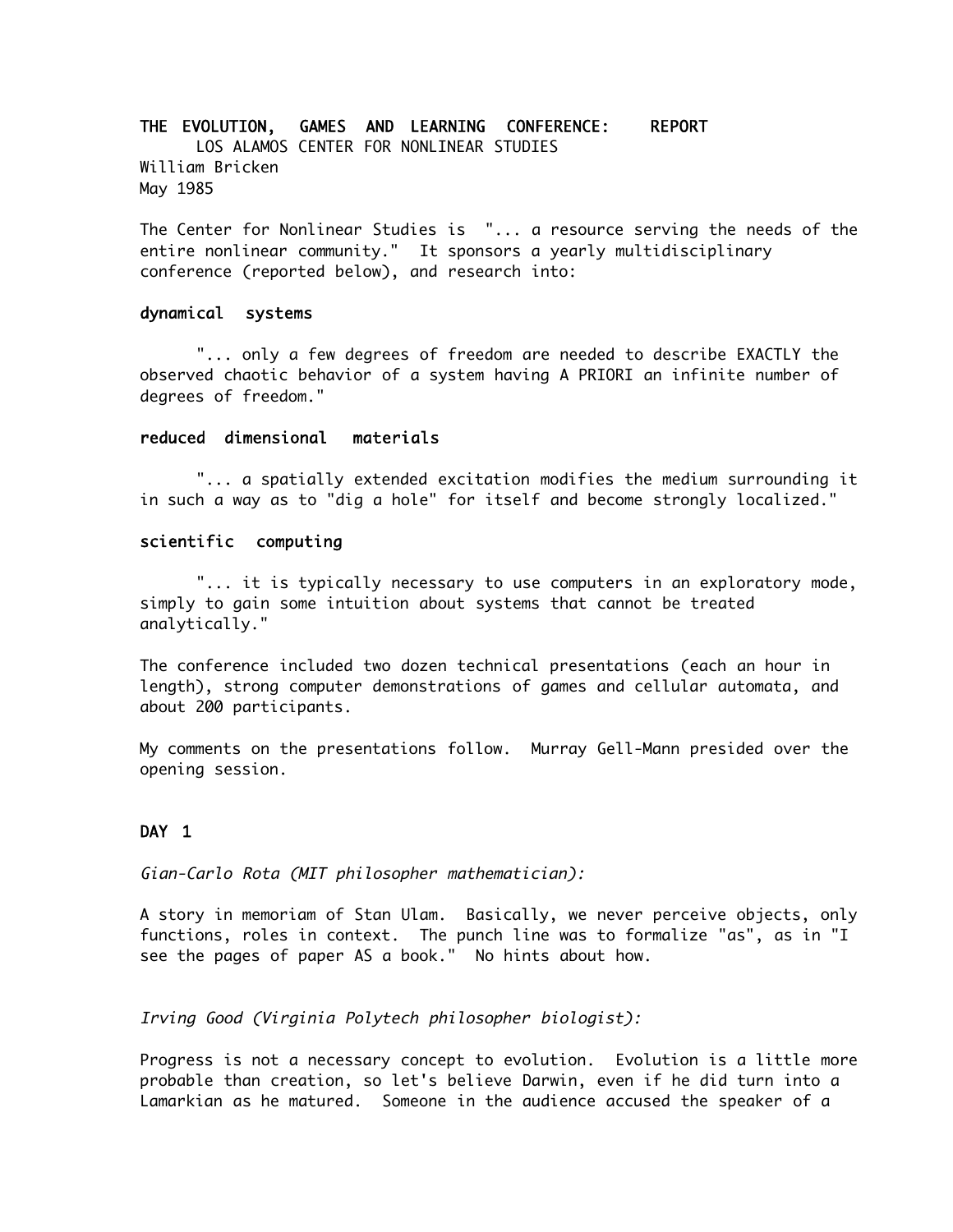# THE EVOLUTION, GAMES AND LEARNING CONFERENCE: REPORT

LOS ALAMOS CENTER FOR NONLINEAR STUDIES
William Bricken
May 1985

The Center for Nonlinear Studies is "... a resource serving the needs of the entire nonlinear community." It sponsors a yearly multidisciplinary conference (reported below), and research into:

### dynamical systems

"... only a few degrees of freedom are needed to describe EXACTLY the observed chaotic behavior of a system having A PRIORI an infinite number of degrees of freedom."

### reduced dimensional materials

"... a spatially extended excitation modifies the medium surrounding it in such a way as to "dig a hole" for itself and become strongly localized."

### scientific computing

"... it is typically necessary to use computers in an exploratory mode, simply to gain some intuition about systems that cannot be treated analytically."

The conference included two dozen technical presentations (each an hour in length), strong computer demonstrations of games and cellular automata, and about 200 participants.

My comments on the presentations follow. Murray Gell-Mann presided over the opening session.

## DAY 1

*Gian-Carlo Rota (MIT philosopher mathematician):*

A story in memoriam of Stan Ulam. Basically, we never perceive objects, only functions, roles in context. The punch line was to formalize "as", as in "I see the pages of paper AS a book." No hints about how.

*Irving Good (Virginia Polytech philosopher biologist):*

Progress is not a necessary concept to evolution. Evolution is a little more probable than creation, so let's believe Darwin, even if he did turn into a Lamarkian as he matured. Someone in the audience accused the speaker of a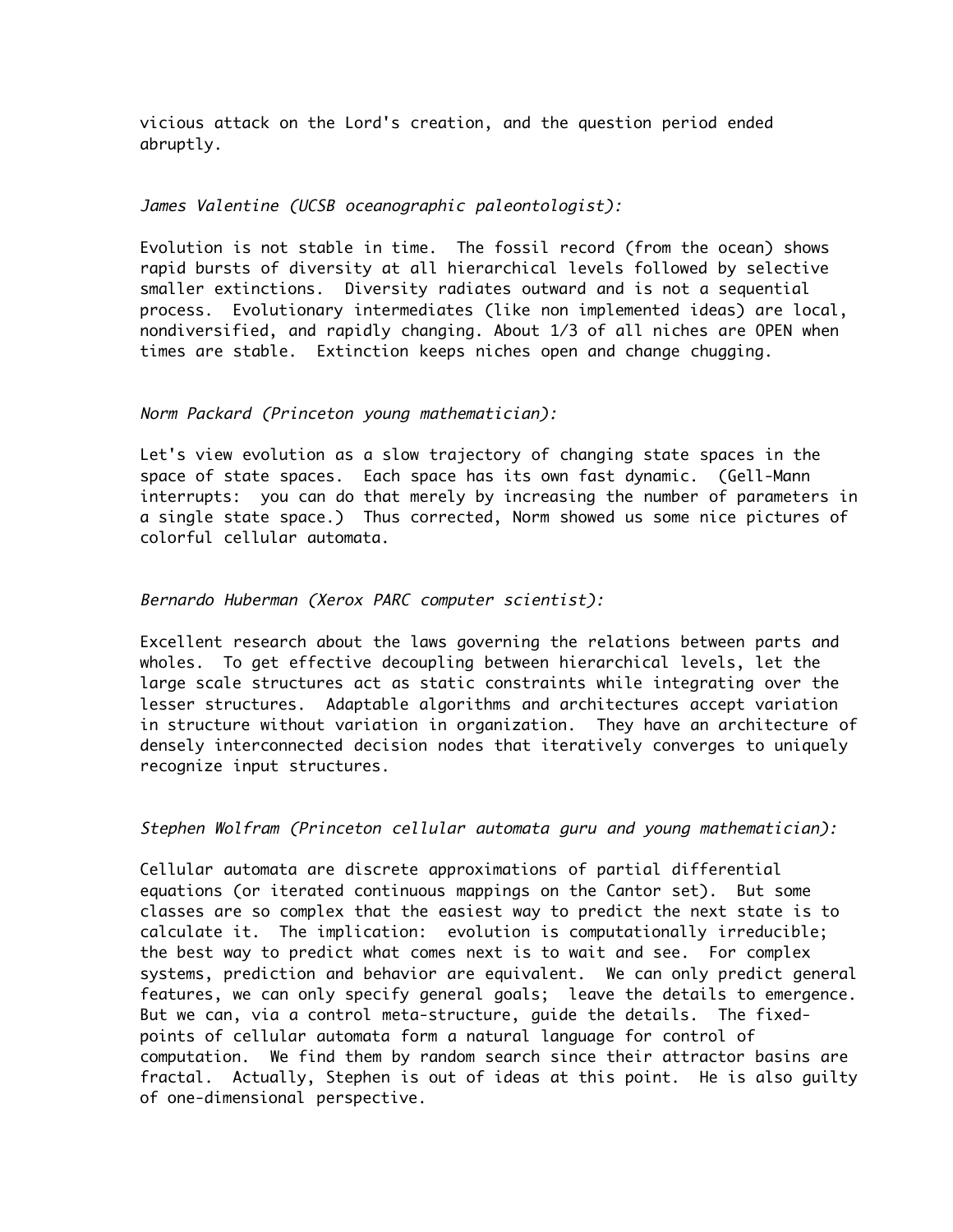vicious attack on the Lord's creation, and the question period ended abruptly.

*James Valentine (UCSB oceanographic paleontologist):*

Evolution is not stable in time. The fossil record (from the ocean) shows rapid bursts of diversity at all hierarchical levels followed by selective smaller extinctions. Diversity radiates outward and is not a sequential process. Evolutionary intermediates (like non implemented ideas) are local, nondiversified, and rapidly changing. About 1/3 of all niches are OPEN when times are stable. Extinction keeps niches open and change chugging.

*Norm Packard (Princeton young mathematician):*

Let's view evolution as a slow trajectory of changing state spaces in the space of state spaces. Each space has its own fast dynamic. (Gell-Mann interrupts: you can do that merely by increasing the number of parameters in a single state space.) Thus corrected, Norm showed us some nice pictures of colorful cellular automata.

*Bernardo Huberman (Xerox PARC computer scientist):*

Excellent research about the laws governing the relations between parts and wholes. To get effective decoupling between hierarchical levels, let the large scale structures act as static constraints while integrating over the lesser structures. Adaptable algorithms and architectures accept variation in structure without variation in organization. They have an architecture of densely interconnected decision nodes that iteratively converges to uniquely recognize input structures.

*Stephen Wolfram (Princeton cellular automata guru and young mathematician):*

Cellular automata are discrete approximations of partial differential equations (or iterated continuous mappings on the Cantor set). But some classes are so complex that the easiest way to predict the next state is to calculate it. The implication: evolution is computationally irreducible; the best way to predict what comes next is to wait and see. For complex systems, prediction and behavior are equivalent. We can only predict general features, we can only specify general goals; leave the details to emergence. But we can, via a control meta-structure, guide the details. The fixed-points of cellular automata form a natural language for control of computation. We find them by random search since their attractor basins are fractal. Actually, Stephen is out of ideas at this point. He is also guilty of one-dimensional perspective.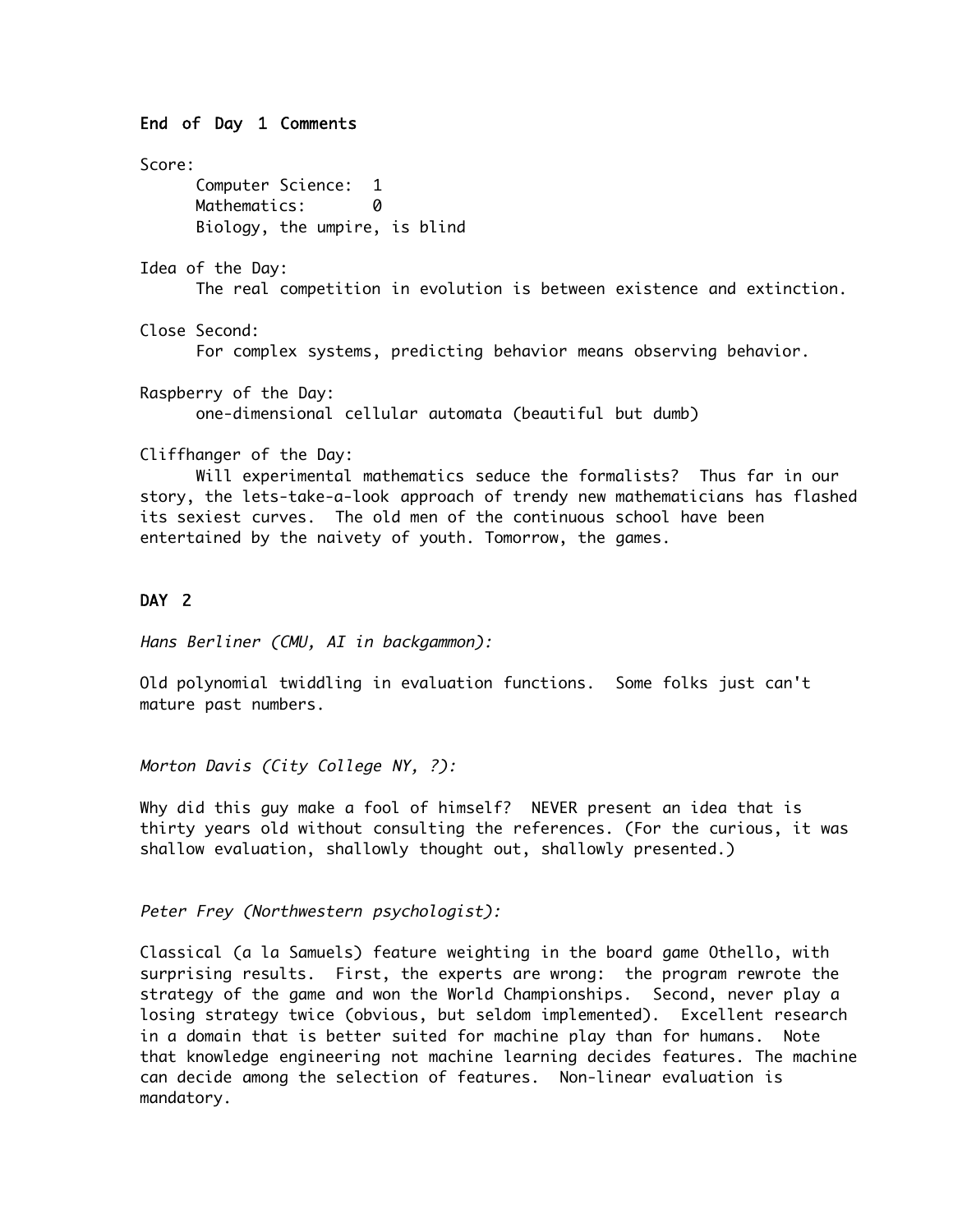## End of Day 1 Comments

Score:

Computer Science: 1
Mathematics: 0
Biology, the umpire, is blind

Idea of the Day:

The real competition in evolution is between existence and extinction.

Close Second:

For complex systems, predicting behavior means observing behavior.

Raspberry of the Day:

one-dimensional cellular automata (beautiful but dumb)

Cliffhanger of the Day:

Will experimental mathematics seduce the formalists? Thus far in our story, the lets-take-a-look approach of trendy new mathematicians has flashed its sexiest curves. The old men of the continuous school have been entertained by the naivety of youth. Tomorrow, the games.

## DAY 2

*Hans Berliner (CMU, AI in backgammon):*

Old polynomial twiddling in evaluation functions. Some folks just can't mature past numbers.

*Morton Davis (City College NY, ?):*

Why did this guy make a fool of himself? NEVER present an idea that is thirty years old without consulting the references. (For the curious, it was shallow evaluation, shallowly thought out, shallowly presented.)

*Peter Frey (Northwestern psychologist):*

Classical (a la Samuels) feature weighting in the board game Othello, with surprising results. First, the experts are wrong: the program rewrote the strategy of the game and won the World Championships. Second, never play a losing strategy twice (obvious, but seldom implemented). Excellent research in a domain that is better suited for machine play than for humans. Note that knowledge engineering not machine learning decides features. The machine can decide among the selection of features. Non-linear evaluation is mandatory.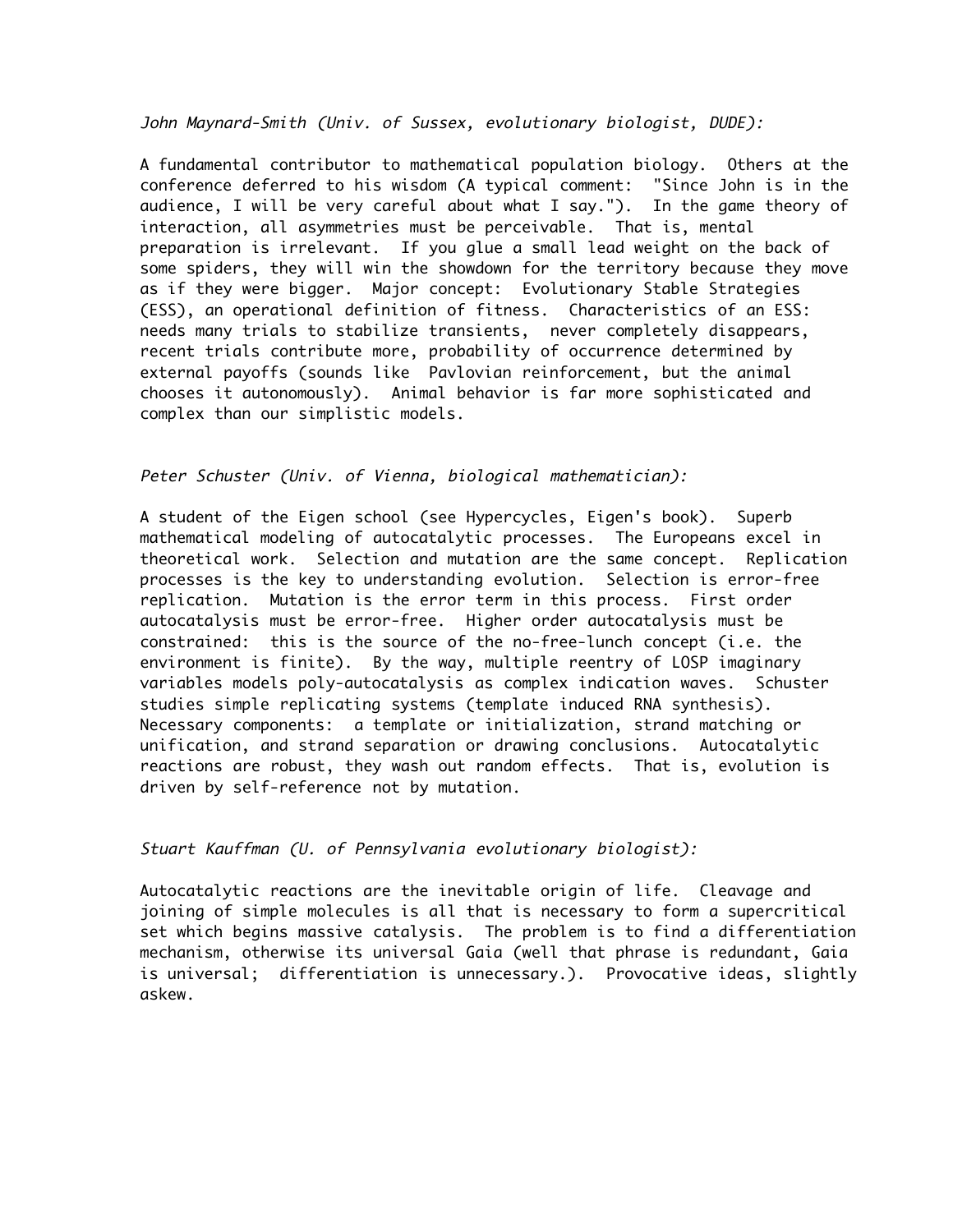*John Maynard-Smith (Univ. of Sussex, evolutionary biologist, DUDE):*

A fundamental contributor to mathematical population biology. Others at the conference deferred to his wisdom (A typical comment: "Since John is in the audience, I will be very careful about what I say."). In the game theory of interaction, all asymmetries must be perceivable. That is, mental preparation is irrelevant. If you glue a small lead weight on the back of some spiders, they will win the showdown for the territory because they move as if they were bigger. Major concept: Evolutionary Stable Strategies (ESS), an operational definition of fitness. Characteristics of an ESS: needs many trials to stabilize transients, never completely disappears, recent trials contribute more, probability of occurrence determined by external payoffs (sounds like Pavlovian reinforcement, but the animal chooses it autonomously). Animal behavior is far more sophisticated and complex than our simplistic models.

*Peter Schuster (Univ. of Vienna, biological mathematician):*

A student of the Eigen school (see Hypercycles, Eigen's book). Superb mathematical modeling of autocatalytic processes. The Europeans excel in theoretical work. Selection and mutation are the same concept. Replication processes is the key to understanding evolution. Selection is error-free replication. Mutation is the error term in this process. First order autocatalysis must be error-free. Higher order autocatalysis must be constrained: this is the source of the no-free-lunch concept (i.e. the environment is finite). By the way, multiple reentry of LOSP imaginary variables models poly-autocatalysis as complex indication waves. Schuster studies simple replicating systems (template induced RNA synthesis). Necessary components: a template or initialization, strand matching or unification, and strand separation or drawing conclusions. Autocatalytic reactions are robust, they wash out random effects. That is, evolution is driven by self-reference not by mutation.

*Stuart Kauffman (U. of Pennsylvania evolutionary biologist):*

Autocatalytic reactions are the inevitable origin of life. Cleavage and joining of simple molecules is all that is necessary to form a supercritical set which begins massive catalysis. The problem is to find a differentiation mechanism, otherwise its universal Gaia (well that phrase is redundant, Gaia is universal; differentiation is unnecessary.). Provocative ideas, slightly askew.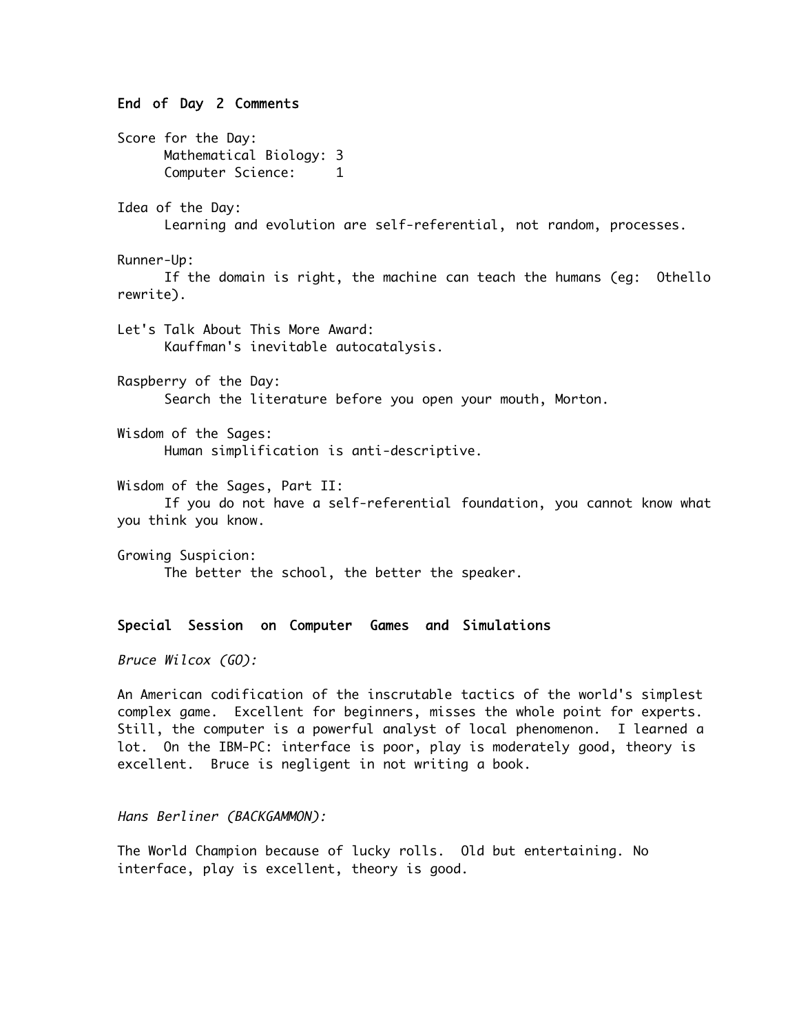## End of Day 2 Comments

Score for the Day:
  Mathematical Biology: 3
  Computer Science: 1

Idea of the Day:
  Learning and evolution are self-referential, not random, processes.

Runner-Up:
  If the domain is right, the machine can teach the humans (eg: Othello rewrite).

Let's Talk About This More Award:
  Kauffman's inevitable autocatalysis.

Raspberry of the Day:
  Search the literature before you open your mouth, Morton.

Wisdom of the Sages:
  Human simplification is anti-descriptive.

Wisdom of the Sages, Part II:
  If you do not have a self-referential foundation, you cannot know what you think you know.

Growing Suspicion:
  The better the school, the better the speaker.

## Special Session on Computer Games and Simulations

*Bruce Wilcox (GO):*

An American codification of the inscrutable tactics of the world's simplest complex game. Excellent for beginners, misses the whole point for experts. Still, the computer is a powerful analyst of local phenomenon. I learned a lot. On the IBM-PC: interface is poor, play is moderately good, theory is excellent. Bruce is negligent in not writing a book.

*Hans Berliner (BACKGAMMON):*

The World Champion because of lucky rolls. Old but entertaining. No interface, play is excellent, theory is good.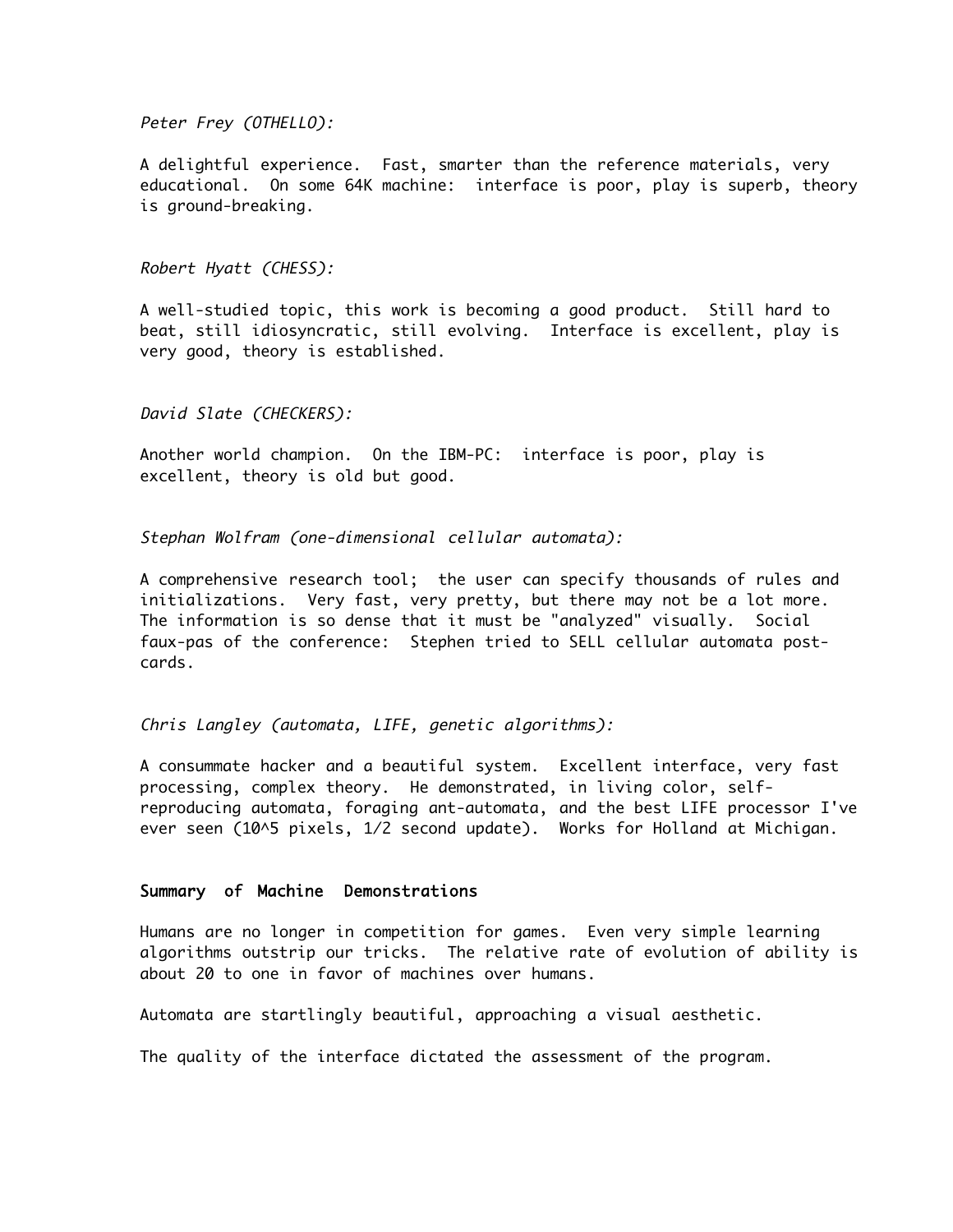*Peter Frey (OTHELLO):*

A delightful experience. Fast, smarter than the reference materials, very educational. On some 64K machine: interface is poor, play is superb, theory is ground-breaking.

*Robert Hyatt (CHESS):*

A well-studied topic, this work is becoming a good product. Still hard to beat, still idiosyncratic, still evolving. Interface is excellent, play is very good, theory is established.

*David Slate (CHECKERS):*

Another world champion. On the IBM-PC: interface is poor, play is excellent, theory is old but good.

*Stephan Wolfram (one-dimensional cellular automata):*

A comprehensive research tool; the user can specify thousands of rules and initializations. Very fast, very pretty, but there may not be a lot more. The information is so dense that it must be "analyzed" visually. Social faux-pas of the conference: Stephen tried to SELL cellular automata post-cards.

*Chris Langley (automata, LIFE, genetic algorithms):*

A consummate hacker and a beautiful system. Excellent interface, very fast processing, complex theory. He demonstrated, in living color, self-reproducing automata, foraging ant-automata, and the best LIFE processor I've ever seen (10^5 pixels, 1/2 second update). Works for Holland at Michigan.

## Summary of Machine Demonstrations

Humans are no longer in competition for games. Even very simple learning algorithms outstrip our tricks. The relative rate of evolution of ability is about 20 to one in favor of machines over humans.

Automata are startlingly beautiful, approaching a visual aesthetic.

The quality of the interface dictated the assessment of the program.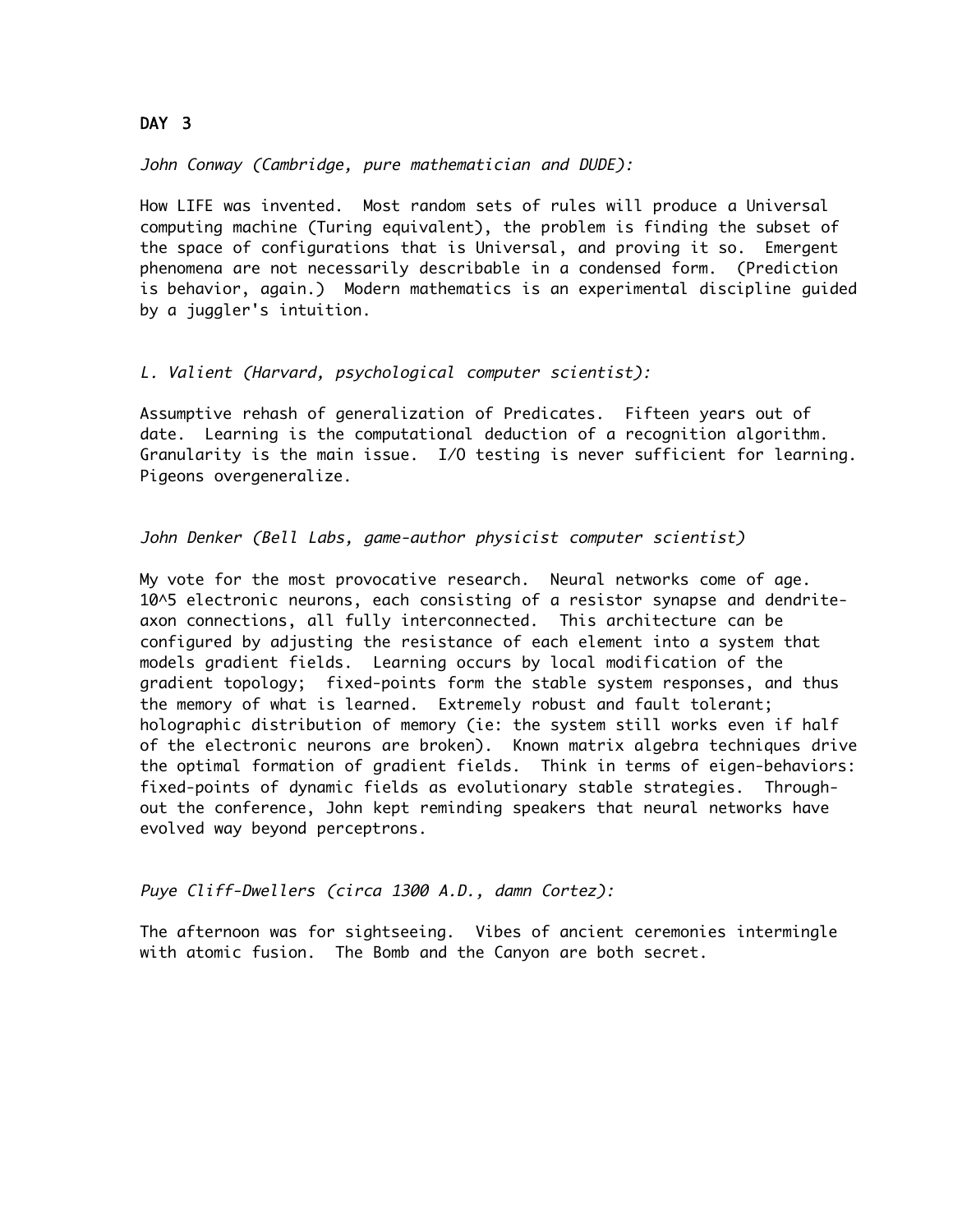## DAY 3

*John Conway (Cambridge, pure mathematician and DUDE):*

How LIFE was invented. Most random sets of rules will produce a Universal computing machine (Turing equivalent), the problem is finding the subset of the space of configurations that is Universal, and proving it so. Emergent phenomena are not necessarily describable in a condensed form. (Prediction is behavior, again.) Modern mathematics is an experimental discipline guided by a juggler's intuition.

*L. Valient (Harvard, psychological computer scientist):*

Assumptive rehash of generalization of Predicates. Fifteen years out of date. Learning is the computational deduction of a recognition algorithm. Granularity is the main issue. I/O testing is never sufficient for learning. Pigeons overgeneralize.

*John Denker (Bell Labs, game-author physicist computer scientist)*

My vote for the most provocative research. Neural networks come of age. 10^5 electronic neurons, each consisting of a resistor synapse and dendrite-axon connections, all fully interconnected. This architecture can be configured by adjusting the resistance of each element into a system that models gradient fields. Learning occurs by local modification of the gradient topology; fixed-points form the stable system responses, and thus the memory of what is learned. Extremely robust and fault tolerant; holographic distribution of memory (ie: the system still works even if half of the electronic neurons are broken). Known matrix algebra techniques drive the optimal formation of gradient fields. Think in terms of eigen-behaviors: fixed-points of dynamic fields as evolutionary stable strategies. Throughout the conference, John kept reminding speakers that neural networks have evolved way beyond perceptrons.

*Puye Cliff-Dwellers (circa 1300 A.D., damn Cortez):*

The afternoon was for sightseeing. Vibes of ancient ceremonies intermingle with atomic fusion. The Bomb and the Canyon are both secret.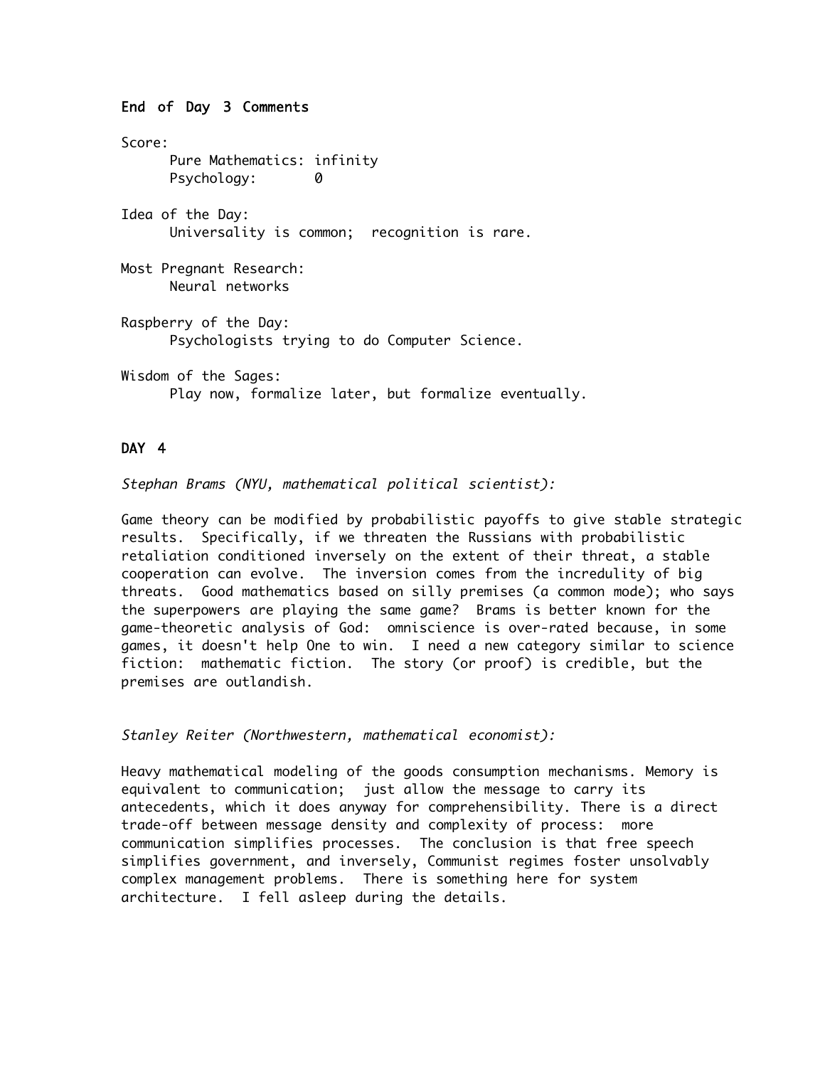## End of Day 3 Comments

Score:
- Pure Mathematics: infinity
- Psychology: 0

Idea of the Day:
- Universality is common; recognition is rare.

Most Pregnant Research:
- Neural networks

Raspberry of the Day:
- Psychologists trying to do Computer Science.

Wisdom of the Sages:
- Play now, formalize later, but formalize eventually.

## DAY 4

*Stephan Brams (NYU, mathematical political scientist):*

Game theory can be modified by probabilistic payoffs to give stable strategic results. Specifically, if we threaten the Russians with probabilistic retaliation conditioned inversely on the extent of their threat, a stable cooperation can evolve. The inversion comes from the incredulity of big threats. Good mathematics based on silly premises (a common mode); who says the superpowers are playing the same game? Brams is better known for the game-theoretic analysis of God: omniscience is over-rated because, in some games, it doesn't help One to win. I need a new category similar to science fiction: mathematic fiction. The story (or proof) is credible, but the premises are outlandish.

*Stanley Reiter (Northwestern, mathematical economist):*

Heavy mathematical modeling of the goods consumption mechanisms. Memory is equivalent to communication; just allow the message to carry its antecedents, which it does anyway for comprehensibility. There is a direct trade-off between message density and complexity of process: more communication simplifies processes. The conclusion is that free speech simplifies government, and inversely, Communist regimes foster unsolvably complex management problems. There is something here for system architecture. I fell asleep during the details.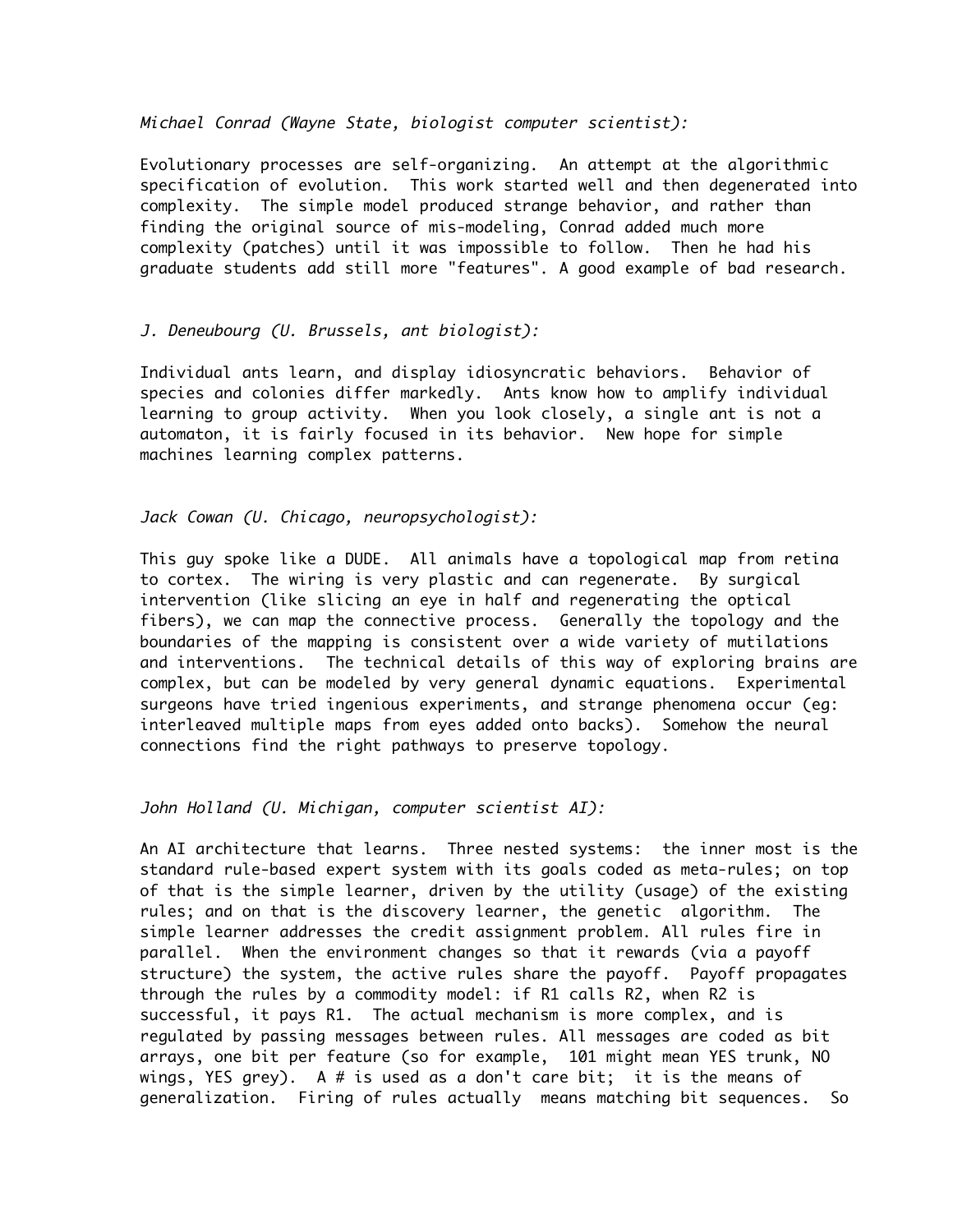*Michael Conrad (Wayne State, biologist computer scientist):*

Evolutionary processes are self-organizing. An attempt at the algorithmic specification of evolution. This work started well and then degenerated into complexity. The simple model produced strange behavior, and rather than finding the original source of mis-modeling, Conrad added much more complexity (patches) until it was impossible to follow. Then he had his graduate students add still more "features". A good example of bad research.

*J. Deneubourg (U. Brussels, ant biologist):*

Individual ants learn, and display idiosyncratic behaviors. Behavior of species and colonies differ markedly. Ants know how to amplify individual learning to group activity. When you look closely, a single ant is not a automaton, it is fairly focused in its behavior. New hope for simple machines learning complex patterns.

*Jack Cowan (U. Chicago, neuropsychologist):*

This guy spoke like a DUDE. All animals have a topological map from retina to cortex. The wiring is very plastic and can regenerate. By surgical intervention (like slicing an eye in half and regenerating the optical fibers), we can map the connective process. Generally the topology and the boundaries of the mapping is consistent over a wide variety of mutilations and interventions. The technical details of this way of exploring brains are complex, but can be modeled by very general dynamic equations. Experimental surgeons have tried ingenious experiments, and strange phenomena occur (eg: interleaved multiple maps from eyes added onto backs). Somehow the neural connections find the right pathways to preserve topology.

*John Holland (U. Michigan, computer scientist AI):*

An AI architecture that learns. Three nested systems: the inner most is the standard rule-based expert system with its goals coded as meta-rules; on top of that is the simple learner, driven by the utility (usage) of the existing rules; and on that is the discovery learner, the genetic algorithm. The simple learner addresses the credit assignment problem. All rules fire in parallel. When the environment changes so that it rewards (via a payoff structure) the system, the active rules share the payoff. Payoff propagates through the rules by a commodity model: if R1 calls R2, when R2 is successful, it pays R1. The actual mechanism is more complex, and is regulated by passing messages between rules. All messages are coded as bit arrays, one bit per feature (so for example, 101 might mean YES trunk, NO wings, YES grey). A # is used as a don't care bit; it is the means of generalization. Firing of rules actually means matching bit sequences. So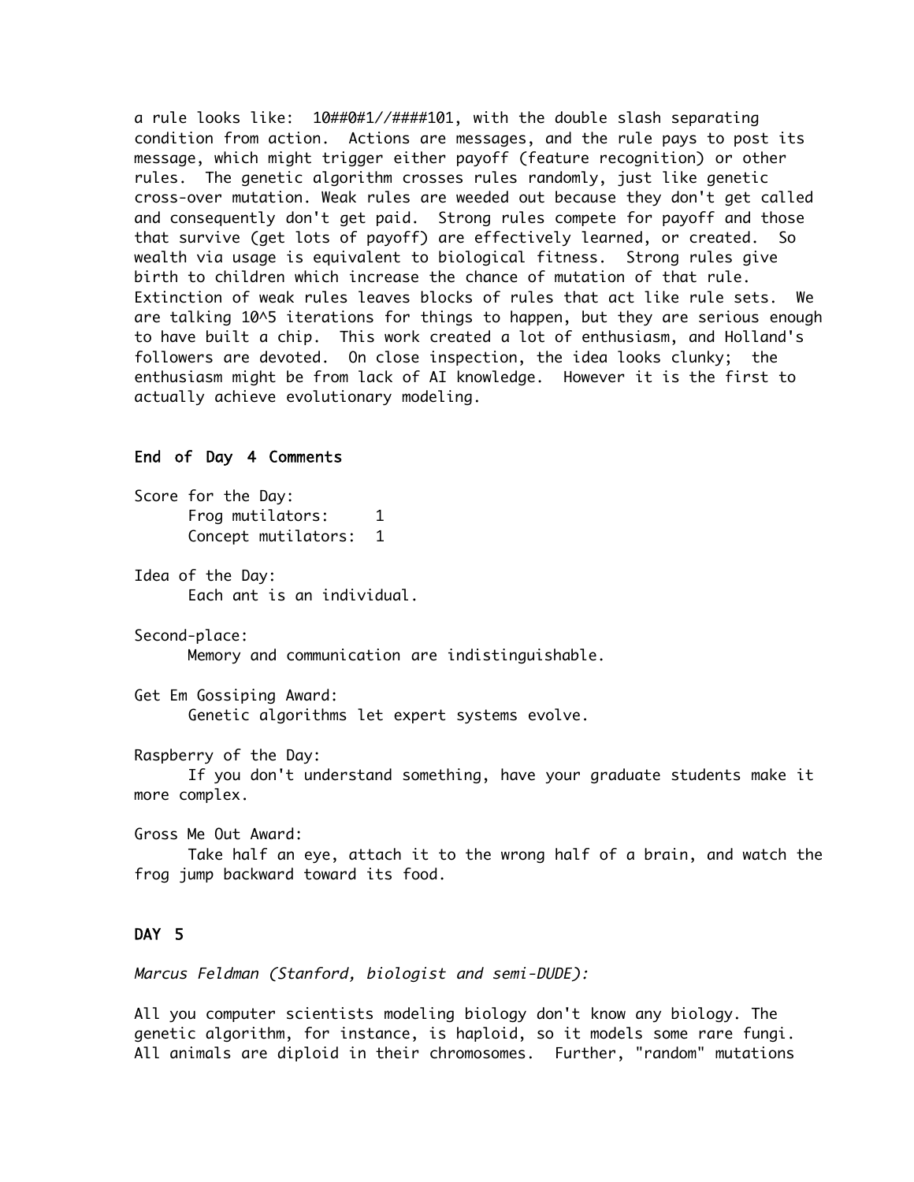a rule looks like: 10##0#1//####101, with the double slash separating condition from action. Actions are messages, and the rule pays to post its message, which might trigger either payoff (feature recognition) or other rules. The genetic algorithm crosses rules randomly, just like genetic cross-over mutation. Weak rules are weeded out because they don't get called and consequently don't get paid. Strong rules compete for payoff and those that survive (get lots of payoff) are effectively learned, or created. So wealth via usage is equivalent to biological fitness. Strong rules give birth to children which increase the chance of mutation of that rule. Extinction of weak rules leaves blocks of rules that act like rule sets. We are talking $10^5$ iterations for things to happen, but they are serious enough to have built a chip. This work created a lot of enthusiasm, and Holland's followers are devoted. On close inspection, the idea looks clunky; the enthusiasm might be from lack of AI knowledge. However it is the first to actually achieve evolutionary modeling.

## End of Day 4 Comments

Score for the Day:
- Frog mutilators: 1
- Concept mutilators: 1

Idea of the Day:
- Each ant is an individual.

Second-place:
- Memory and communication are indistinguishable.

Get Em Gossiping Award:
- Genetic algorithms let expert systems evolve.

Raspberry of the Day:
- If you don't understand something, have your graduate students make it more complex.

Gross Me Out Award:
- Take half an eye, attach it to the wrong half of a brain, and watch the frog jump backward toward its food.

## DAY 5

*Marcus Feldman (Stanford, biologist and semi-DUDE):*

All you computer scientists modeling biology don't know any biology. The genetic algorithm, for instance, is haploid, so it models some rare fungi. All animals are diploid in their chromosomes. Further, "random" mutations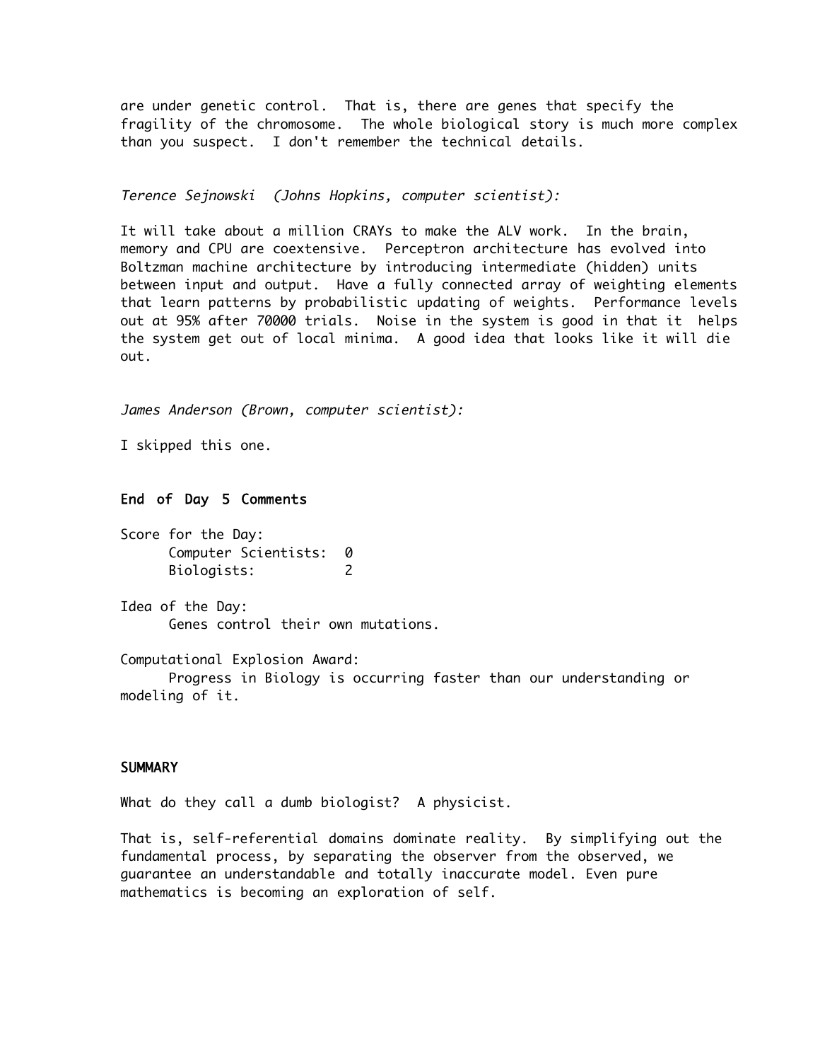are under genetic control. That is, there are genes that specify the fragility of the chromosome. The whole biological story is much more complex than you suspect. I don't remember the technical details.

*Terence Sejnowski (Johns Hopkins, computer scientist):*

It will take about a million CRAYs to make the ALV work. In the brain, memory and CPU are coextensive. Perceptron architecture has evolved into Boltzman machine architecture by introducing intermediate (hidden) units between input and output. Have a fully connected array of weighting elements that learn patterns by probabilistic updating of weights. Performance levels out at 95% after 70000 trials. Noise in the system is good in that it helps the system get out of local minima. A good idea that looks like it will die out.

*James Anderson (Brown, computer scientist):*

I skipped this one.

## End of Day 5 Comments

Score for the Day:
- Computer Scientists: 0
- Biologists: 2

Idea of the Day:
- Genes control their own mutations.

Computational Explosion Award:
- Progress in Biology is occurring faster than our understanding or modeling of it.

## SUMMARY

What do they call a dumb biologist? A physicist.

That is, self-referential domains dominate reality. By simplifying out the fundamental process, by separating the observer from the observed, we guarantee an understandable and totally inaccurate model. Even pure mathematics is becoming an exploration of self.